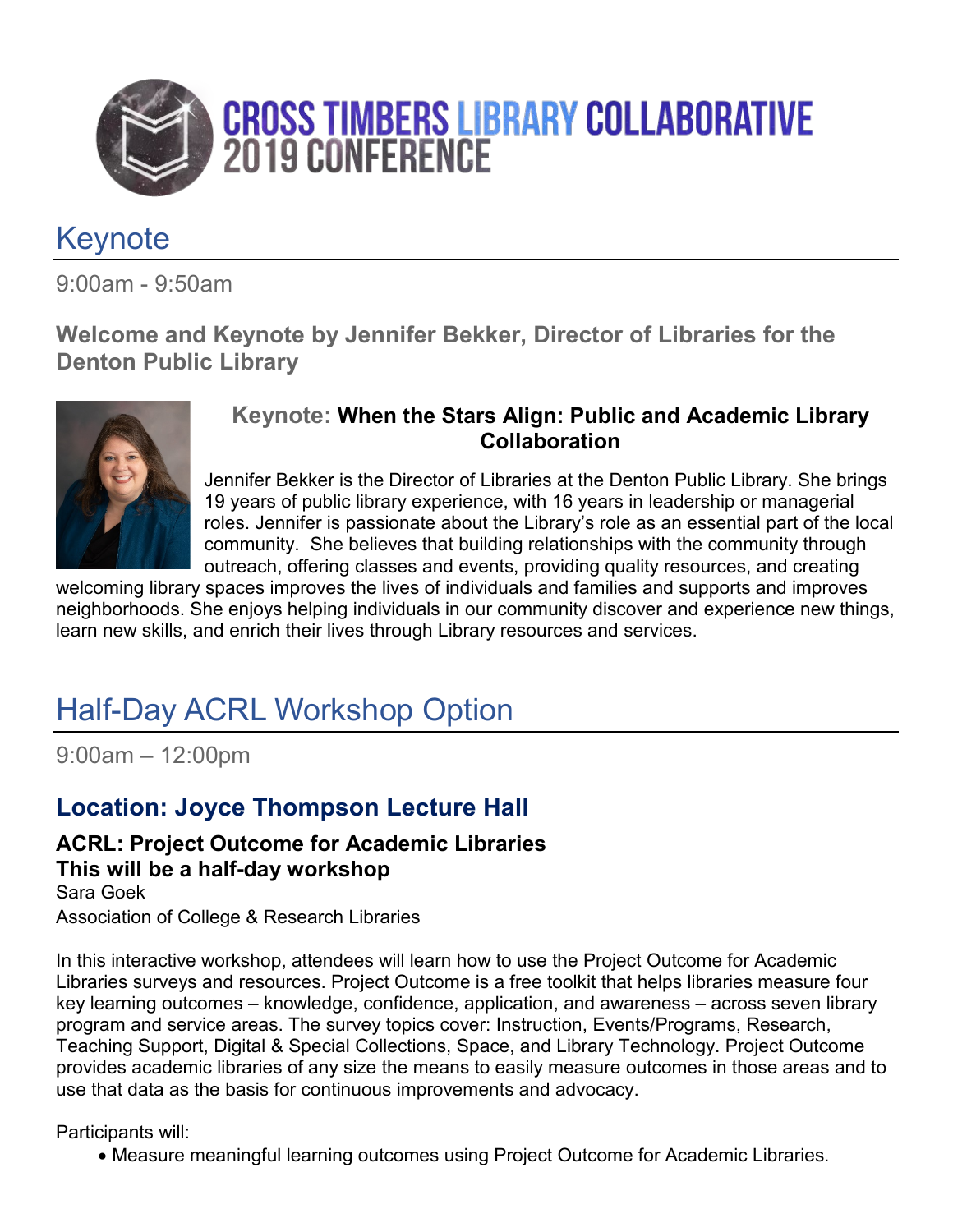# CROSS TIMBERS LIBRARY COLLABORATIVE 2019 CONFERENCE

## Keynote

9:00am - 9:50am

**Welcome and Keynote by Jennifer Bekker, Director of Libraries for the Denton Public Library**

### Keynote: When the Stars Align: Public and Academic Library Collaboration

Jennifer Bekker is the Director of Libraries at the Denton Public Library. She brings 19 years of public library experience, with 16 years in leadership or managerial roles. Jennifer is passionate about the Library's role as an essential part of the local community. She believes that building relationships with the community through outreach, offering classes and events, providing quality resources, and creating welcoming library spaces improves the lives of individuals and families and supports and improves neighborhoods. She enjoys helping individuals in our community discover and experience new things, learn new skills, and enrich their lives through Library resources and services.

## Half-Day ACRL Workshop Option

9:00am – 12:00pm

### Location: Joyce Thompson Lecture Hall

**ACRL: Project Outcome for Academic Libraries**
**This will be a half-day workshop**
Sara Goek
Association of College & Research Libraries

In this interactive workshop, attendees will learn how to use the Project Outcome for Academic Libraries surveys and resources. Project Outcome is a free toolkit that helps libraries measure four key learning outcomes – knowledge, confidence, application, and awareness – across seven library program and service areas. The survey topics cover: Instruction, Events/Programs, Research, Teaching Support, Digital & Special Collections, Space, and Library Technology. Project Outcome provides academic libraries of any size the means to easily measure outcomes in those areas and to use that data as the basis for continuous improvements and advocacy.

Participants will:

- Measure meaningful learning outcomes using Project Outcome for Academic Libraries.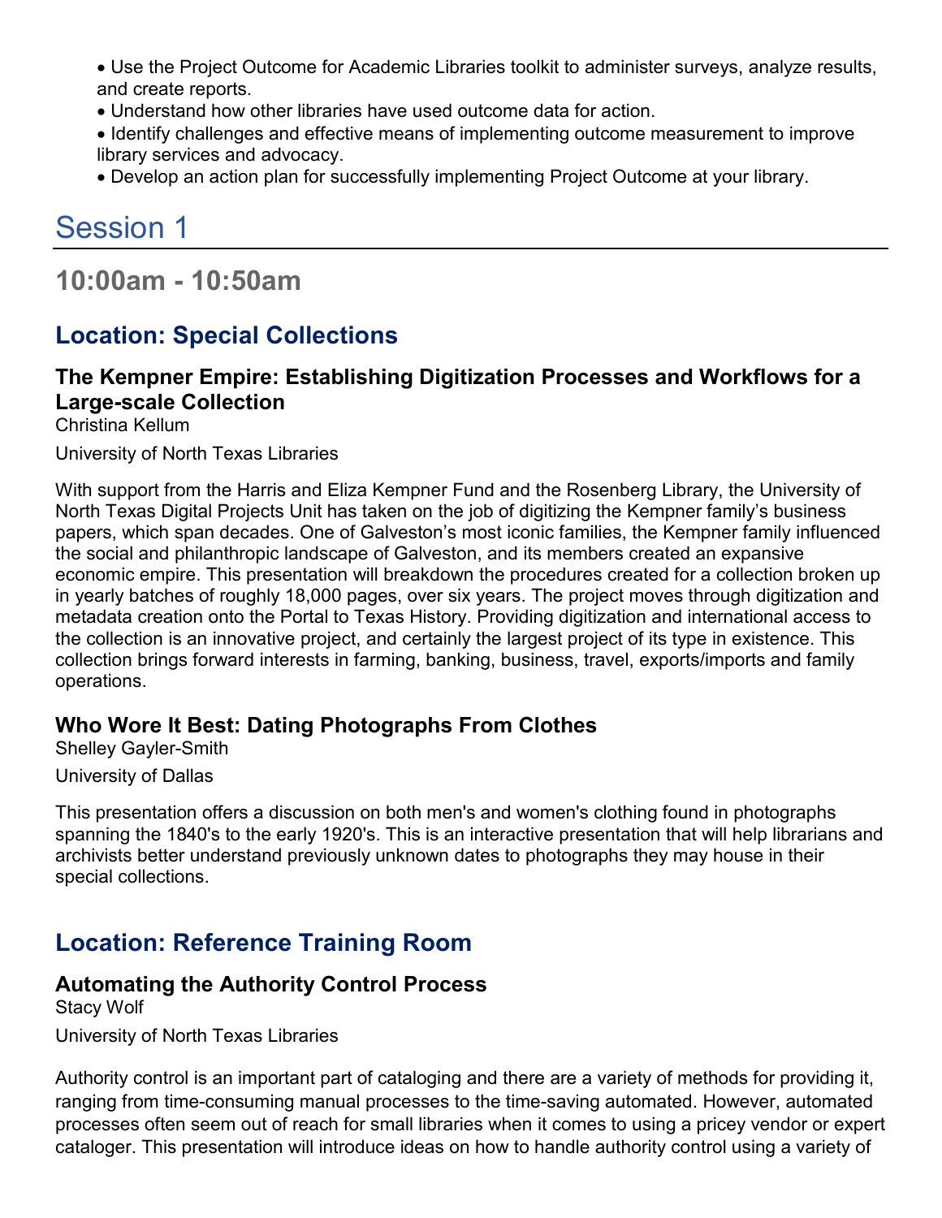- Use the Project Outcome for Academic Libraries toolkit to administer surveys, analyze results, and create reports.
- Understand how other libraries have used outcome data for action.
- Identify challenges and effective means of implementing outcome measurement to improve library services and advocacy.
- Develop an action plan for successfully implementing Project Outcome at your library.

# Session 1

## 10:00am - 10:50am

## Location: Special Collections

### The Kempner Empire: Establishing Digitization Processes and Workflows for a Large-scale Collection

Christina Kellum

University of North Texas Libraries

With support from the Harris and Eliza Kempner Fund and the Rosenberg Library, the University of North Texas Digital Projects Unit has taken on the job of digitizing the Kempner family's business papers, which span decades. One of Galveston's most iconic families, the Kempner family influenced the social and philanthropic landscape of Galveston, and its members created an expansive economic empire. This presentation will breakdown the procedures created for a collection broken up in yearly batches of roughly 18,000 pages, over six years. The project moves through digitization and metadata creation onto the Portal to Texas History. Providing digitization and international access to the collection is an innovative project, and certainly the largest project of its type in existence. This collection brings forward interests in farming, banking, business, travel, exports/imports and family operations.

### Who Wore It Best: Dating Photographs From Clothes

Shelley Gayler-Smith

University of Dallas

This presentation offers a discussion on both men's and women's clothing found in photographs spanning the 1840's to the early 1920's. This is an interactive presentation that will help librarians and archivists better understand previously unknown dates to photographs they may house in their special collections.

## Location: Reference Training Room

### Automating the Authority Control Process

Stacy Wolf

University of North Texas Libraries

Authority control is an important part of cataloging and there are a variety of methods for providing it, ranging from time-consuming manual processes to the time-saving automated. However, automated processes often seem out of reach for small libraries when it comes to using a pricey vendor or expert cataloger. This presentation will introduce ideas on how to handle authority control using a variety of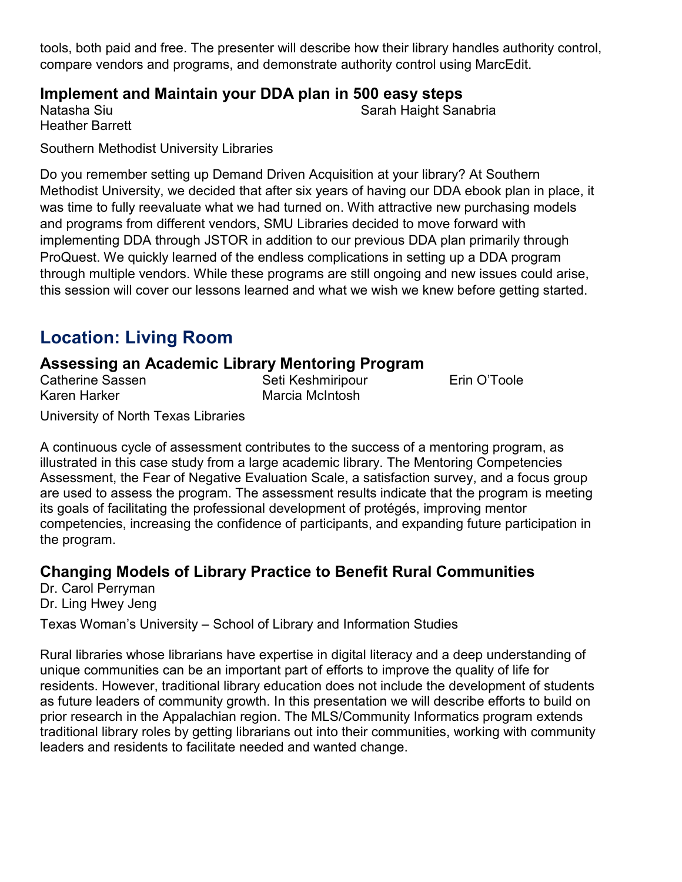tools, both paid and free. The presenter will describe how their library handles authority control, compare vendors and programs, and demonstrate authority control using MarcEdit.

### Implement and Maintain your DDA plan in 500 easy steps

Natasha Siu
Sarah Haight Sanabria
Heather Barrett

Southern Methodist University Libraries

Do you remember setting up Demand Driven Acquisition at your library? At Southern Methodist University, we decided that after six years of having our DDA ebook plan in place, it was time to fully reevaluate what we had turned on. With attractive new purchasing models and programs from different vendors, SMU Libraries decided to move forward with implementing DDA through JSTOR in addition to our previous DDA plan primarily through ProQuest. We quickly learned of the endless complications in setting up a DDA program through multiple vendors. While these programs are still ongoing and new issues could arise, this session will cover our lessons learned and what we wish we knew before getting started.

## Location: Living Room

### Assessing an Academic Library Mentoring Program

Catherine Sassen
Seti Keshmiripour
Erin O'Toole
Karen Harker
Marcia McIntosh

University of North Texas Libraries

A continuous cycle of assessment contributes to the success of a mentoring program, as illustrated in this case study from a large academic library. The Mentoring Competencies Assessment, the Fear of Negative Evaluation Scale, a satisfaction survey, and a focus group are used to assess the program. The assessment results indicate that the program is meeting its goals of facilitating the professional development of protégés, improving mentor competencies, increasing the confidence of participants, and expanding future participation in the program.

### Changing Models of Library Practice to Benefit Rural Communities

Dr. Carol Perryman
Dr. Ling Hwey Jeng

Texas Woman's University – School of Library and Information Studies

Rural libraries whose librarians have expertise in digital literacy and a deep understanding of unique communities can be an important part of efforts to improve the quality of life for residents. However, traditional library education does not include the development of students as future leaders of community growth. In this presentation we will describe efforts to build on prior research in the Appalachian region. The MLS/Community Informatics program extends traditional library roles by getting librarians out into their communities, working with community leaders and residents to facilitate needed and wanted change.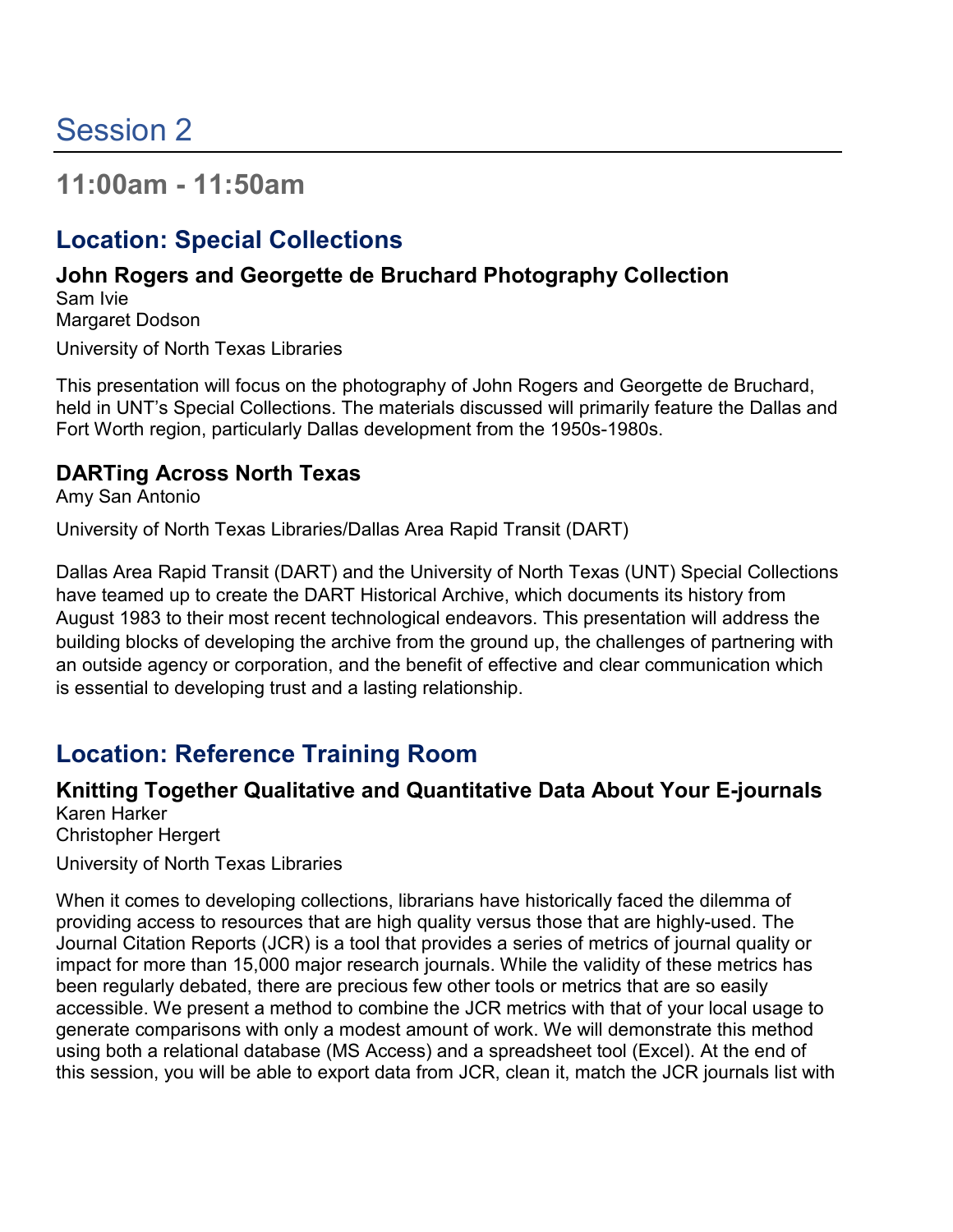# Session 2

## 11:00am - 11:50am

## Location: Special Collections

### John Rogers and Georgette de Bruchard Photography Collection

Sam Ivie
Margaret Dodson

University of North Texas Libraries

This presentation will focus on the photography of John Rogers and Georgette de Bruchard, held in UNT's Special Collections. The materials discussed will primarily feature the Dallas and Fort Worth region, particularly Dallas development from the 1950s-1980s.

### DARTing Across North Texas

Amy San Antonio

University of North Texas Libraries/Dallas Area Rapid Transit (DART)

Dallas Area Rapid Transit (DART) and the University of North Texas (UNT) Special Collections have teamed up to create the DART Historical Archive, which documents its history from August 1983 to their most recent technological endeavors. This presentation will address the building blocks of developing the archive from the ground up, the challenges of partnering with an outside agency or corporation, and the benefit of effective and clear communication which is essential to developing trust and a lasting relationship.

## Location: Reference Training Room

### Knitting Together Qualitative and Quantitative Data About Your E-journals

Karen Harker
Christopher Hergert

University of North Texas Libraries

When it comes to developing collections, librarians have historically faced the dilemma of providing access to resources that are high quality versus those that are highly-used. The Journal Citation Reports (JCR) is a tool that provides a series of metrics of journal quality or impact for more than 15,000 major research journals. While the validity of these metrics has been regularly debated, there are precious few other tools or metrics that are so easily accessible. We present a method to combine the JCR metrics with that of your local usage to generate comparisons with only a modest amount of work. We will demonstrate this method using both a relational database (MS Access) and a spreadsheet tool (Excel). At the end of this session, you will be able to export data from JCR, clean it, match the JCR journals list with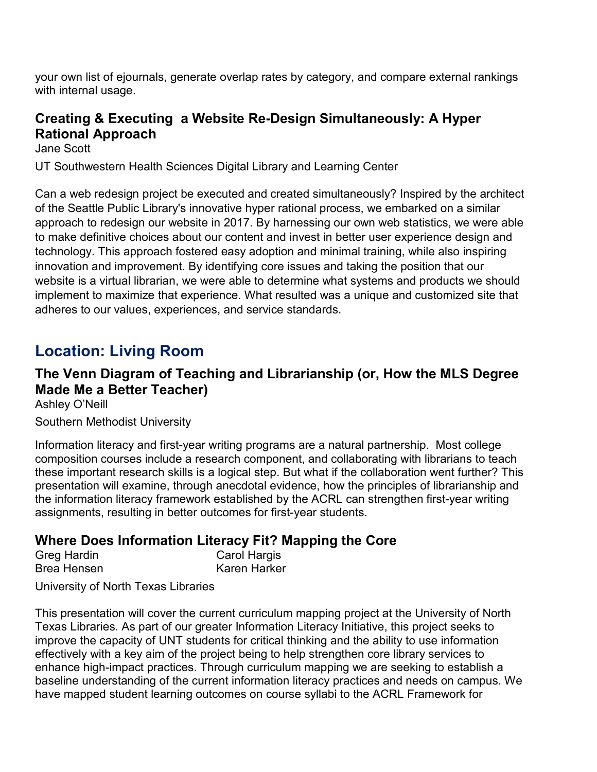your own list of ejournals, generate overlap rates by category, and compare external rankings with internal usage.

### Creating & Executing a Website Re-Design Simultaneously: A Hyper Rational Approach

Jane Scott

UT Southwestern Health Sciences Digital Library and Learning Center

Can a web redesign project be executed and created simultaneously? Inspired by the architect of the Seattle Public Library's innovative hyper rational process, we embarked on a similar approach to redesign our website in 2017. By harnessing our own web statistics, we were able to make definitive choices about our content and invest in better user experience design and technology. This approach fostered easy adoption and minimal training, while also inspiring innovation and improvement. By identifying core issues and taking the position that our website is a virtual librarian, we were able to determine what systems and products we should implement to maximize that experience. What resulted was a unique and customized site that adheres to our values, experiences, and service standards.

## Location: Living Room

### The Venn Diagram of Teaching and Librarianship (or, How the MLS Degree Made Me a Better Teacher)

Ashley O'Neill

Southern Methodist University

Information literacy and first-year writing programs are a natural partnership. Most college composition courses include a research component, and collaborating with librarians to teach these important research skills is a logical step. But what if the collaboration went further? This presentation will examine, through anecdotal evidence, how the principles of librarianship and the information literacy framework established by the ACRL can strengthen first-year writing assignments, resulting in better outcomes for first-year students.

### Where Does Information Literacy Fit? Mapping the Core

Greg Hardin
Carol Hargis
Brea Hensen
Karen Harker

University of North Texas Libraries

This presentation will cover the current curriculum mapping project at the University of North Texas Libraries. As part of our greater Information Literacy Initiative, this project seeks to improve the capacity of UNT students for critical thinking and the ability to use information effectively with a key aim of the project being to help strengthen core library services to enhance high-impact practices. Through curriculum mapping we are seeking to establish a baseline understanding of the current information literacy practices and needs on campus. We have mapped student learning outcomes on course syllabi to the ACRL Framework for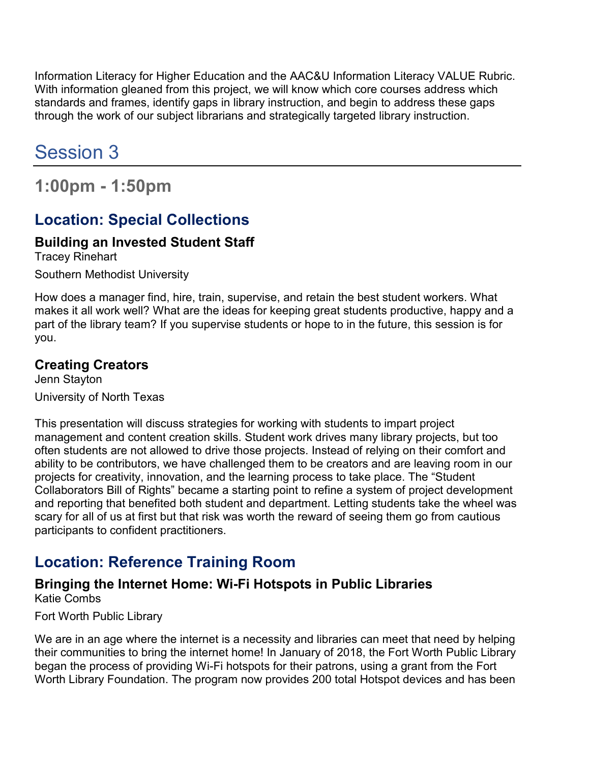Information Literacy for Higher Education and the AAC&U Information Literacy VALUE Rubric. With information gleaned from this project, we will know which core courses address which standards and frames, identify gaps in library instruction, and begin to address these gaps through the work of our subject librarians and strategically targeted library instruction.

# Session 3

## 1:00pm - 1:50pm

### Location: Special Collections

#### Building an Invested Student Staff

Tracey Rinehart

Southern Methodist University

How does a manager find, hire, train, supervise, and retain the best student workers. What makes it all work well? What are the ideas for keeping great students productive, happy and a part of the library team? If you supervise students or hope to in the future, this session is for you.

#### Creating Creators

Jenn Stayton

University of North Texas

This presentation will discuss strategies for working with students to impart project management and content creation skills. Student work drives many library projects, but too often students are not allowed to drive those projects. Instead of relying on their comfort and ability to be contributors, we have challenged them to be creators and are leaving room in our projects for creativity, innovation, and the learning process to take place. The "Student Collaborators Bill of Rights" became a starting point to refine a system of project development and reporting that benefited both student and department. Letting students take the wheel was scary for all of us at first but that risk was worth the reward of seeing them go from cautious participants to confident practitioners.

### Location: Reference Training Room

#### Bringing the Internet Home: Wi-Fi Hotspots in Public Libraries

Katie Combs

Fort Worth Public Library

We are in an age where the internet is a necessity and libraries can meet that need by helping their communities to bring the internet home! In January of 2018, the Fort Worth Public Library began the process of providing Wi-Fi hotspots for their patrons, using a grant from the Fort Worth Library Foundation. The program now provides 200 total Hotspot devices and has been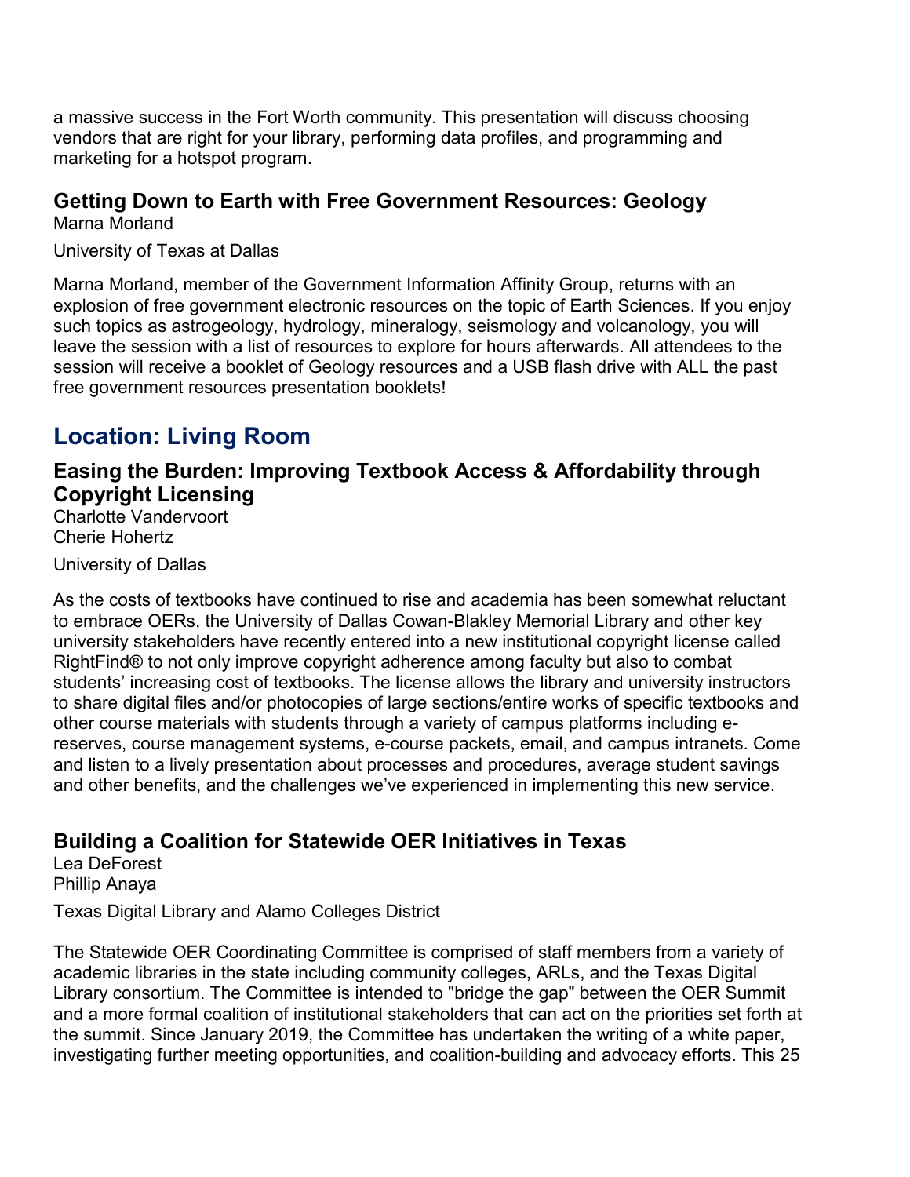a massive success in the Fort Worth community. This presentation will discuss choosing vendors that are right for your library, performing data profiles, and programming and marketing for a hotspot program.

### Getting Down to Earth with Free Government Resources: Geology

Marna Morland

University of Texas at Dallas

Marna Morland, member of the Government Information Affinity Group, returns with an explosion of free government electronic resources on the topic of Earth Sciences. If you enjoy such topics as astrogeology, hydrology, mineralogy, seismology and volcanology, you will leave the session with a list of resources to explore for hours afterwards. All attendees to the session will receive a booklet of Geology resources and a USB flash drive with ALL the past free government resources presentation booklets!

## Location: Living Room

### Easing the Burden: Improving Textbook Access & Affordability through Copyright Licensing

Charlotte Vandervoort
Cherie Hohertz

University of Dallas

As the costs of textbooks have continued to rise and academia has been somewhat reluctant to embrace OERs, the University of Dallas Cowan-Blakley Memorial Library and other key university stakeholders have recently entered into a new institutional copyright license called RightFind® to not only improve copyright adherence among faculty but also to combat students' increasing cost of textbooks. The license allows the library and university instructors to share digital files and/or photocopies of large sections/entire works of specific textbooks and other course materials with students through a variety of campus platforms including e-reserves, course management systems, e-course packets, email, and campus intranets. Come and listen to a lively presentation about processes and procedures, average student savings and other benefits, and the challenges we've experienced in implementing this new service.

### Building a Coalition for Statewide OER Initiatives in Texas

Lea DeForest
Phillip Anaya

Texas Digital Library and Alamo Colleges District

The Statewide OER Coordinating Committee is comprised of staff members from a variety of academic libraries in the state including community colleges, ARLs, and the Texas Digital Library consortium. The Committee is intended to "bridge the gap" between the OER Summit and a more formal coalition of institutional stakeholders that can act on the priorities set forth at the summit. Since January 2019, the Committee has undertaken the writing of a white paper, investigating further meeting opportunities, and coalition-building and advocacy efforts. This 25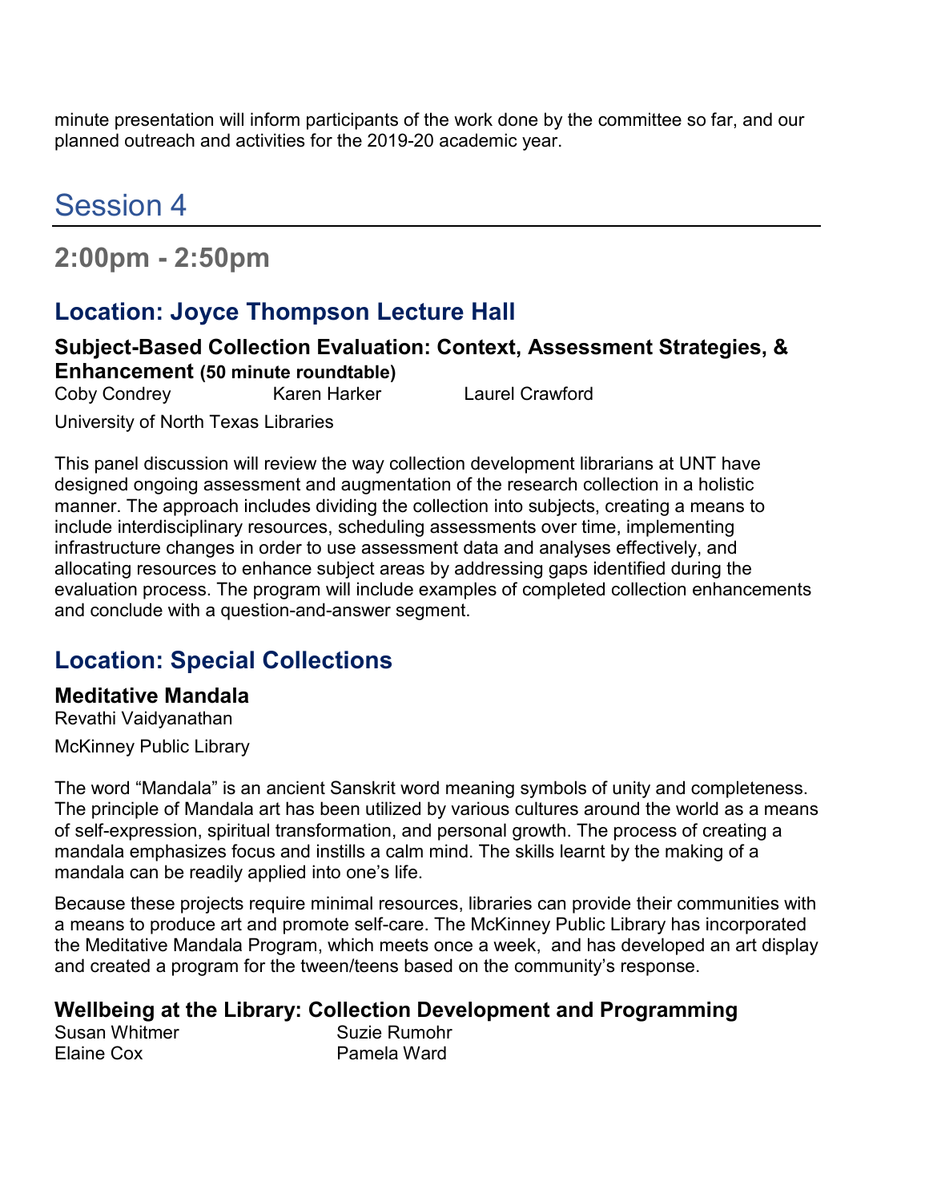minute presentation will inform participants of the work done by the committee so far, and our planned outreach and activities for the 2019-20 academic year.

# Session 4

## 2:00pm - 2:50pm

### Location: Joyce Thompson Lecture Hall

**Subject-Based Collection Evaluation: Context, Assessment Strategies, & Enhancement (50 minute roundtable)**

Coby Condrey Karen Harker Laurel Crawford

University of North Texas Libraries

This panel discussion will review the way collection development librarians at UNT have designed ongoing assessment and augmentation of the research collection in a holistic manner. The approach includes dividing the collection into subjects, creating a means to include interdisciplinary resources, scheduling assessments over time, implementing infrastructure changes in order to use assessment data and analyses effectively, and allocating resources to enhance subject areas by addressing gaps identified during the evaluation process. The program will include examples of completed collection enhancements and conclude with a question-and-answer segment.

### Location: Special Collections

**Meditative Mandala**

Revathi Vaidyanathan

McKinney Public Library

The word “Mandala” is an ancient Sanskrit word meaning symbols of unity and completeness. The principle of Mandala art has been utilized by various cultures around the world as a means of self-expression, spiritual transformation, and personal growth. The process of creating a mandala emphasizes focus and instills a calm mind. The skills learnt by the making of a mandala can be readily applied into one’s life.

Because these projects require minimal resources, libraries can provide their communities with a means to produce art and promote self-care. The McKinney Public Library has incorporated the Meditative Mandala Program, which meets once a week, and has developed an art display and created a program for the tween/teens based on the community’s response.

**Wellbeing at the Library: Collection Development and Programming**

Susan Whitmer Suzie Rumohr
Elaine Cox Pamela Ward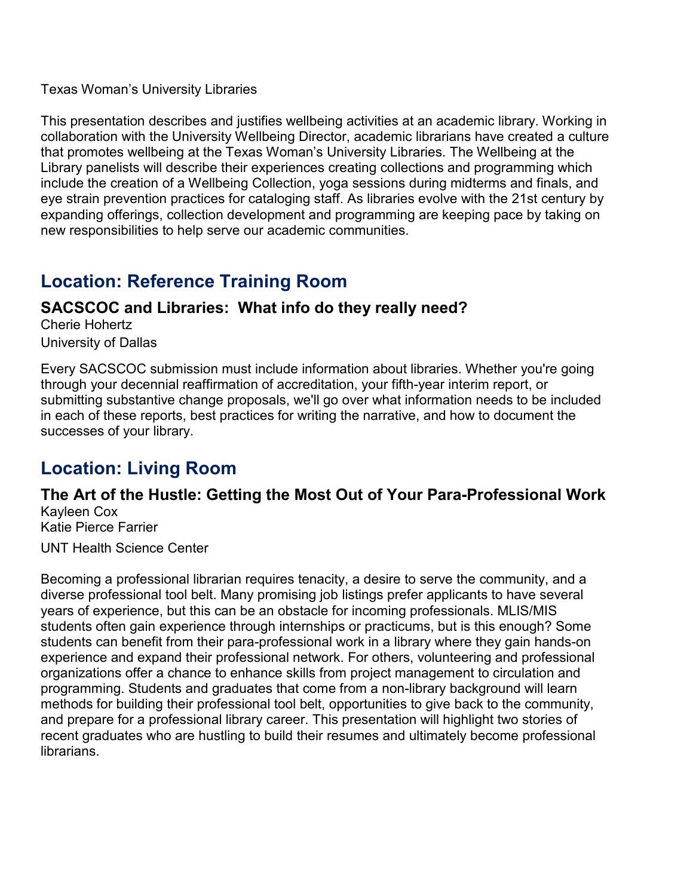Texas Woman's University Libraries

This presentation describes and justifies wellbeing activities at an academic library. Working in collaboration with the University Wellbeing Director, academic librarians have created a culture that promotes wellbeing at the Texas Woman's University Libraries. The Wellbeing at the Library panelists will describe their experiences creating collections and programming which include the creation of a Wellbeing Collection, yoga sessions during midterms and finals, and eye strain prevention practices for cataloging staff. As libraries evolve with the 21st century by expanding offerings, collection development and programming are keeping pace by taking on new responsibilities to help serve our academic communities.

## Location: Reference Training Room

### SACSCOC and Libraries: What info do they really need?

Cherie Hohertz
University of Dallas

Every SACSCOC submission must include information about libraries. Whether you're going through your decennial reaffirmation of accreditation, your fifth-year interim report, or submitting substantive change proposals, we'll go over what information needs to be included in each of these reports, best practices for writing the narrative, and how to document the successes of your library.

## Location: Living Room

### The Art of the Hustle: Getting the Most Out of Your Para-Professional Work

Kayleen Cox
Katie Pierce Farrier

UNT Health Science Center

Becoming a professional librarian requires tenacity, a desire to serve the community, and a diverse professional tool belt. Many promising job listings prefer applicants to have several years of experience, but this can be an obstacle for incoming professionals. MLIS/MIS students often gain experience through internships or practicums, but is this enough? Some students can benefit from their para-professional work in a library where they gain hands-on experience and expand their professional network. For others, volunteering and professional organizations offer a chance to enhance skills from project management to circulation and programming. Students and graduates that come from a non-library background will learn methods for building their professional tool belt, opportunities to give back to the community, and prepare for a professional library career. This presentation will highlight two stories of recent graduates who are hustling to build their resumes and ultimately become professional librarians.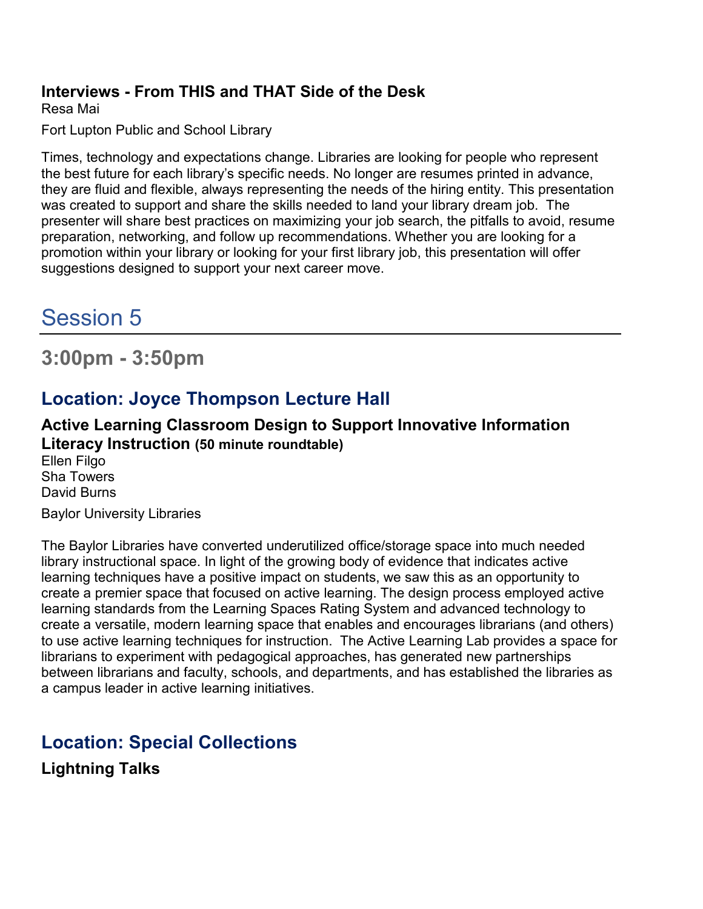### Interviews - From THIS and THAT Side of the Desk

Resa Mai

Fort Lupton Public and School Library

Times, technology and expectations change. Libraries are looking for people who represent the best future for each library's specific needs. No longer are resumes printed in advance, they are fluid and flexible, always representing the needs of the hiring entity. This presentation was created to support and share the skills needed to land your library dream job. The presenter will share best practices on maximizing your job search, the pitfalls to avoid, resume preparation, networking, and follow up recommendations. Whether you are looking for a promotion within your library or looking for your first library job, this presentation will offer suggestions designed to support your next career move.

# Session 5

## 3:00pm - 3:50pm

## Location: Joyce Thompson Lecture Hall

### Active Learning Classroom Design to Support Innovative Information Literacy Instruction **(50 minute roundtable)**

Ellen Filgo
Sha Towers
David Burns

Baylor University Libraries

The Baylor Libraries have converted underutilized office/storage space into much needed library instructional space. In light of the growing body of evidence that indicates active learning techniques have a positive impact on students, we saw this as an opportunity to create a premier space that focused on active learning. The design process employed active learning standards from the Learning Spaces Rating System and advanced technology to create a versatile, modern learning space that enables and encourages librarians (and others) to use active learning techniques for instruction. The Active Learning Lab provides a space for librarians to experiment with pedagogical approaches, has generated new partnerships between librarians and faculty, schools, and departments, and has established the libraries as a campus leader in active learning initiatives.

## Location: Special Collections

### Lightning Talks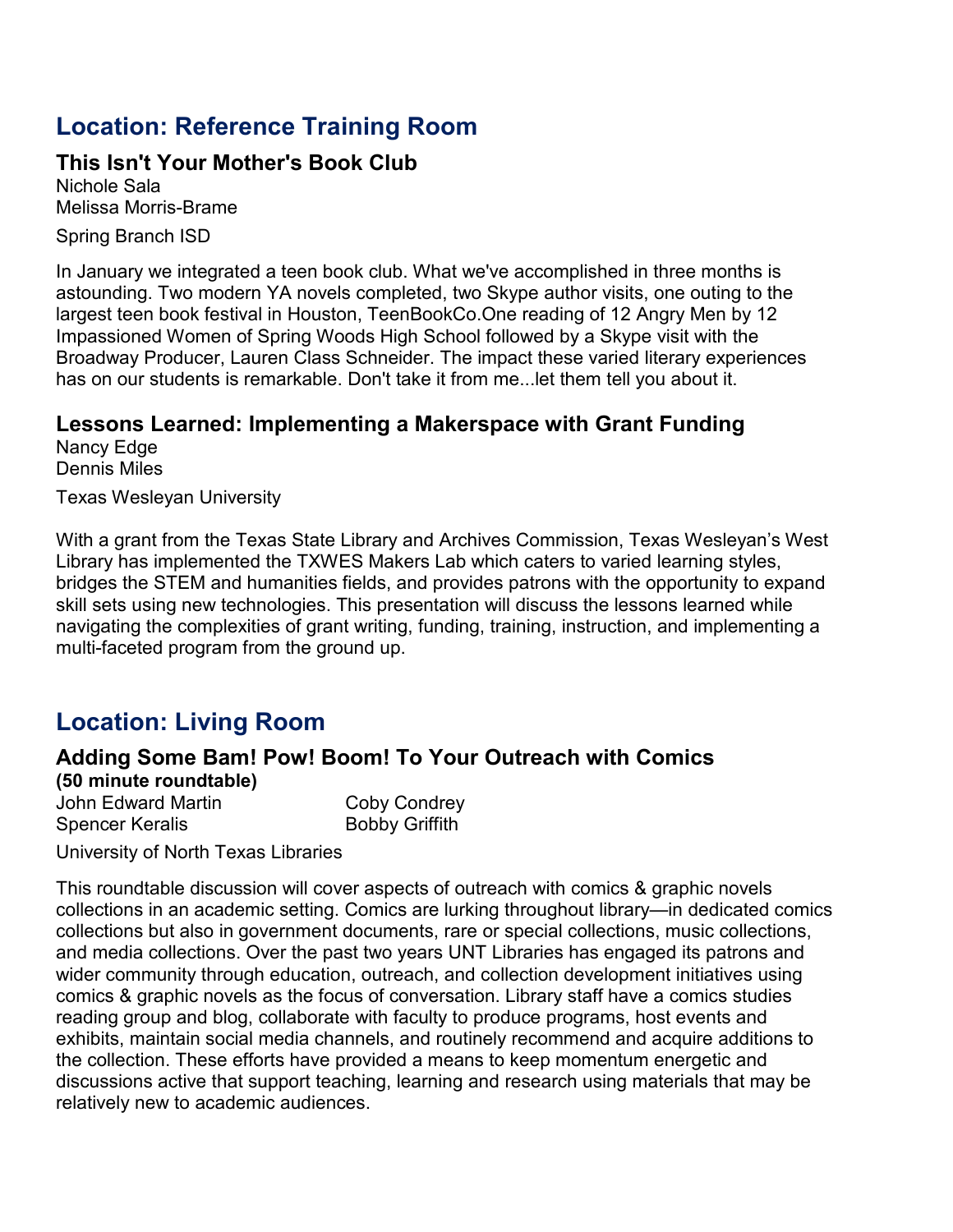## Location: Reference Training Room

### This Isn't Your Mother's Book Club

Nichole Sala
Melissa Morris-Brame

Spring Branch ISD

In January we integrated a teen book club. What we've accomplished in three months is astounding. Two modern YA novels completed, two Skype author visits, one outing to the largest teen book festival in Houston, TeenBookCo.One reading of 12 Angry Men by 12 Impassioned Women of Spring Woods High School followed by a Skype visit with the Broadway Producer, Lauren Class Schneider. The impact these varied literary experiences has on our students is remarkable. Don't take it from me...let them tell you about it.

### Lessons Learned: Implementing a Makerspace with Grant Funding

Nancy Edge
Dennis Miles

Texas Wesleyan University

With a grant from the Texas State Library and Archives Commission, Texas Wesleyan's West Library has implemented the TXWES Makers Lab which caters to varied learning styles, bridges the STEM and humanities fields, and provides patrons with the opportunity to expand skill sets using new technologies. This presentation will discuss the lessons learned while navigating the complexities of grant writing, funding, training, instruction, and implementing a multi-faceted program from the ground up.

## Location: Living Room

### Adding Some Bam! Pow! Boom! To Your Outreach with Comics

**(50 minute roundtable)**

John Edward Martin
Spencer Keralis
Coby Condrey
Bobby Griffith

University of North Texas Libraries

This roundtable discussion will cover aspects of outreach with comics & graphic novels collections in an academic setting. Comics are lurking throughout library—in dedicated comics collections but also in government documents, rare or special collections, music collections, and media collections. Over the past two years UNT Libraries has engaged its patrons and wider community through education, outreach, and collection development initiatives using comics & graphic novels as the focus of conversation. Library staff have a comics studies reading group and blog, collaborate with faculty to produce programs, host events and exhibits, maintain social media channels, and routinely recommend and acquire additions to the collection. These efforts have provided a means to keep momentum energetic and discussions active that support teaching, learning and research using materials that may be relatively new to academic audiences.